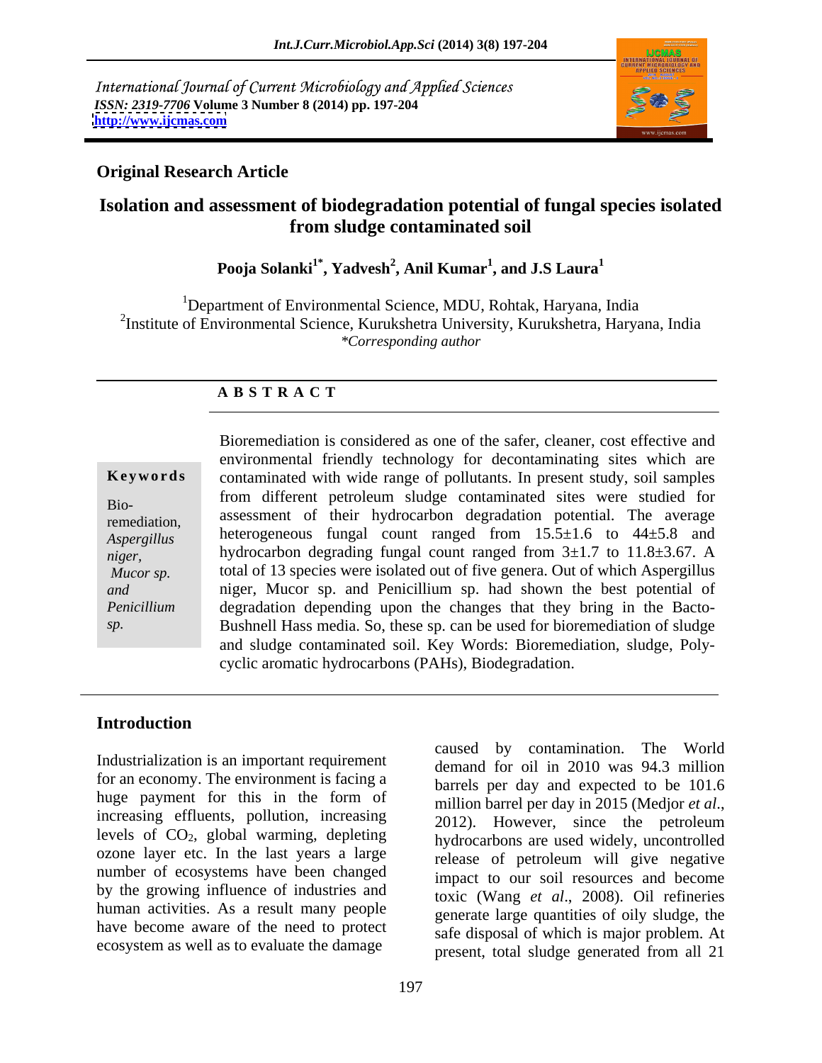International Journal of Current Microbiology and Applied Sciences
*ISSN: 2319-7706* **Volume 3 Number 8 (2014) pp. 197-204**
**http://www.ijcmas.com**

**Original Research Article**

# Isolation and assessment of biodegradation potential of fungal species isolated from sludge contaminated soil

**Pooja Solanki[1*], Yadvesh[2], Anil Kumar[1], and J.S Laura[1]**

[1]Department of Environmental Science, MDU, Rohtak, Haryana, India
[2]Institute of Environmental Science, Kurukshetra University, Kurukshetra, Haryana, India
*\*Corresponding author*

## A B S T R A C T

**Keywords**

Bio-remediation, *Aspergillus niger*, *Mucor sp. and Penicillium sp.*

Bioremediation is considered as one of the safer, cleaner, cost effective and environmental friendly technology for decontaminating sites which are contaminated with wide range of pollutants. In present study, soil samples from different petroleum sludge contaminated sites were studied for assessment of their hydrocarbon degradation potential. The average heterogeneous fungal count ranged from 15.5±1.6 to 44±5.8 and hydrocarbon degrading fungal count ranged from 3±1.7 to 11.8±3.67. A total of 13 species were isolated out of five genera. Out of which Aspergillus niger, Mucor sp. and Penicillium sp. had shown the best potential of degradation depending upon the changes that they bring in the Bacto-Bushnell Hass media. So, these sp. can be used for bioremediation of sludge and sludge contaminated soil. Key Words: Bioremediation, sludge, Poly-cyclic aromatic hydrocarbons (PAHs), Biodegradation.

## Introduction

Industrialization is an important requirement for an economy. The environment is facing a huge payment for this in the form of increasing effluents, pollution, increasing levels of $CO_2$, global warming, depleting ozone layer etc. In the last years a large number of ecosystems have been changed by the growing influence of industries and human activities. As a result many people have become aware of the need to protect ecosystem as well as to evaluate the damage caused by contamination. The World demand for oil in 2010 was 94.3 million barrels per day and expected to be 101.6 million barrel per day in 2015 (Medjor *et al*., 2012). However, since the petroleum hydrocarbons are used widely, uncontrolled release of petroleum will give negative impact to our soil resources and become toxic (Wang *et al*., 2008). Oil refineries generate large quantities of oily sludge, the safe disposal of which is major problem. At present, total sludge generated from all 21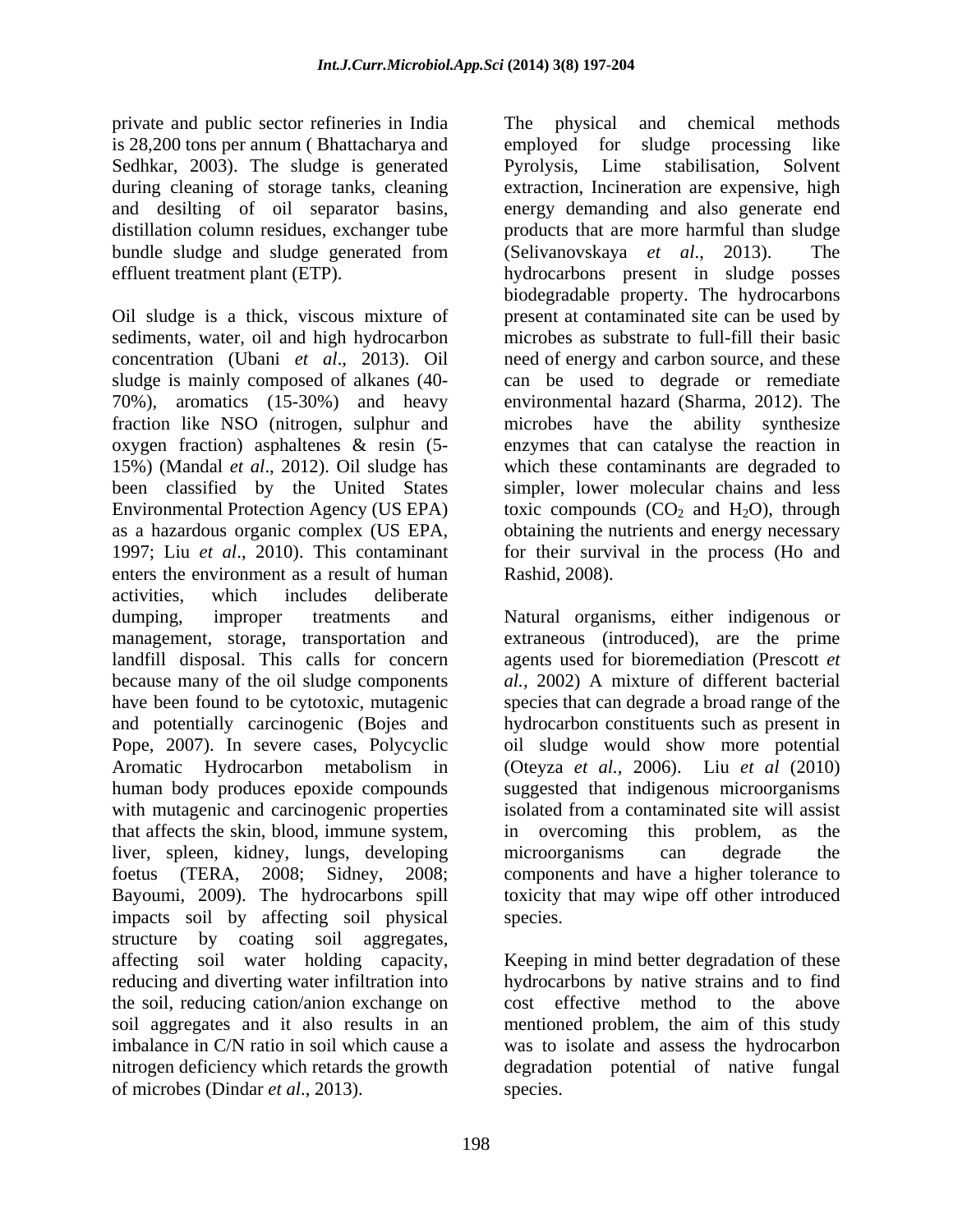private and public sector refineries in India is 28,200 tons per annum ( Bhattacharya and Sedhkar, 2003). The sludge is generated during cleaning of storage tanks, cleaning and desilting of oil separator basins, distillation column residues, exchanger tube bundle sludge and sludge generated from effluent treatment plant (ETP).

Oil sludge is a thick, viscous mixture of sediments, water, oil and high hydrocarbon concentration (Ubani *et al*., 2013). Oil sludge is mainly composed of alkanes (40-70%), aromatics (15-30%) and heavy fraction like NSO (nitrogen, sulphur and oxygen fraction) asphaltenes & resin (5-15%) (Mandal *et al*., 2012). Oil sludge has been classified by the United States Environmental Protection Agency (US EPA) as a hazardous organic complex (US EPA, 1997; Liu *et al*., 2010). This contaminant enters the environment as a result of human activities, which includes deliberate dumping, improper treatments and management, storage, transportation and landfill disposal. This calls for concern because many of the oil sludge components have been found to be cytotoxic, mutagenic and potentially carcinogenic (Bojes and Pope, 2007). In severe cases, Polycyclic Aromatic Hydrocarbon metabolism in human body produces epoxide compounds with mutagenic and carcinogenic properties that affects the skin, blood, immune system, liver, spleen, kidney, lungs, developing foetus (TERA, 2008; Sidney, 2008; Bayoumi, 2009). The hydrocarbons spill impacts soil by affecting soil physical structure by coating soil aggregates, affecting soil water holding capacity, reducing and diverting water infiltration into the soil, reducing cation/anion exchange on soil aggregates and it also results in an imbalance in C/N ratio in soil which cause a nitrogen deficiency which retards the growth of microbes (Dindar *et al*., 2013).

The physical and chemical methods employed for sludge processing like Pyrolysis, Lime stabilisation, Solvent extraction, Incineration are expensive, high energy demanding and also generate end products that are more harmful than sludge (Selivanovskaya *et al*., 2013). The hydrocarbons present in sludge posses biodegradable property. The hydrocarbons present at contaminated site can be used by microbes as substrate to full-fill their basic need of energy and carbon source, and these can be used to degrade or remediate environmental hazard (Sharma, 2012). The microbes have the ability synthesize enzymes that can catalyse the reaction in which these contaminants are degraded to simpler, lower molecular chains and less toxic compounds ($CO_2$ and $H_2O$), through obtaining the nutrients and energy necessary for their survival in the process (Ho and Rashid, 2008).

Natural organisms, either indigenous or extraneous (introduced), are the prime agents used for bioremediation (Prescott *et al.*, 2002) A mixture of different bacterial species that can degrade a broad range of the hydrocarbon constituents such as present in oil sludge would show more potential (Oteyza *et al.*, 2006). Liu *et al* (2010) suggested that indigenous microorganisms isolated from a contaminated site will assist in overcoming this problem, as the microorganisms can degrade the components and have a higher tolerance to toxicity that may wipe off other introduced species.

Keeping in mind better degradation of these hydrocarbons by native strains and to find cost effective method to the above mentioned problem, the aim of this study was to isolate and assess the hydrocarbon degradation potential of native fungal species.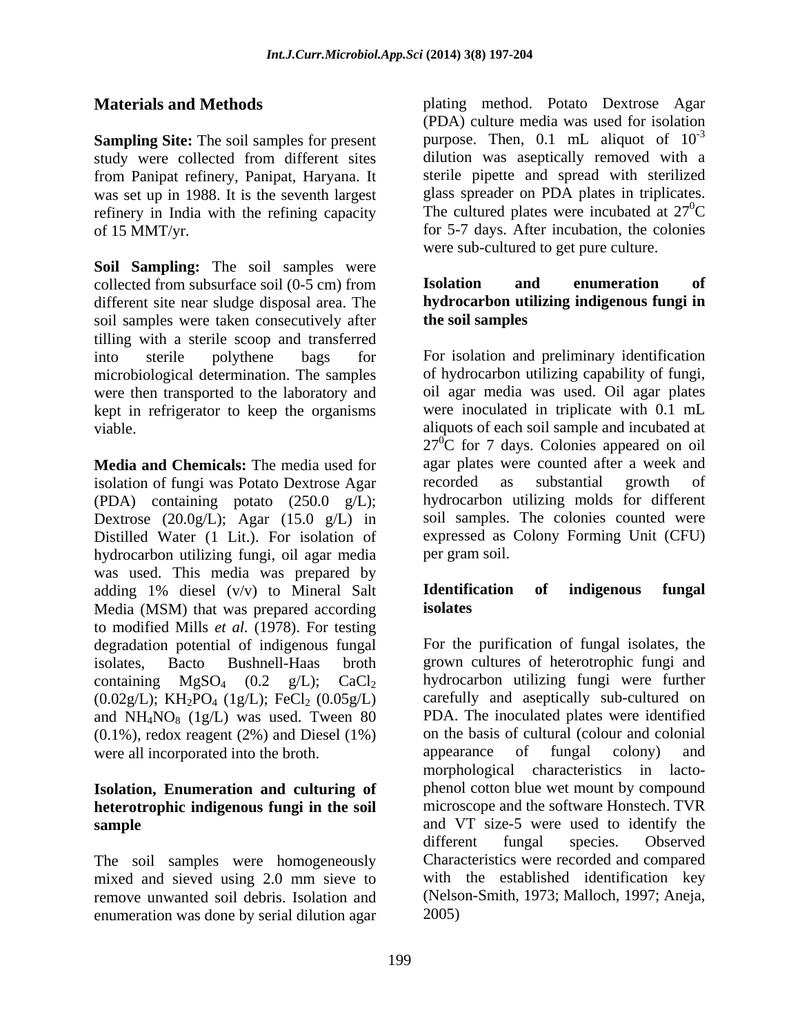## Materials and Methods

**Sampling Site:** The soil samples for present study were collected from different sites from Panipat refinery, Panipat, Haryana. It was set up in 1988. It is the seventh largest refinery in India with the refining capacity of 15 MMT/yr.

**Soil Sampling:** The soil samples were collected from subsurface soil (0-5 cm) from different site near sludge disposal area. The soil samples were taken consecutively after tilling with a sterile scoop and transferred into sterile polythene bags for microbiological determination. The samples were then transported to the laboratory and kept in refrigerator to keep the organisms viable.

**Media and Chemicals:** The media used for isolation of fungi was Potato Dextrose Agar (PDA) containing potato (250.0 g/L); Dextrose (20.0g/L); Agar (15.0 g/L) in Distilled Water (1 Lit.). For isolation of hydrocarbon utilizing fungi, oil agar media was used. This media was prepared by adding 1% diesel (v/v) to Mineral Salt Media (MSM) that was prepared according to modified Mills *et al.* (1978). For testing degradation potential of indigenous fungal isolates, Bacto Bushnell-Haas broth containing $MgSO_4$ (0.2 g/L); $CaCl_2$ (0.02g/L); $KH_2PO_4$ (1g/L); $FeCl_2$ (0.05g/L) and $NH_4NO_8$ (1g/L) was used. Tween 80 (0.1%), redox reagent (2%) and Diesel (1%) were all incorporated into the broth.

### Isolation, Enumeration and culturing of heterotrophic indigenous fungi in the soil sample

The soil samples were homogeneously mixed and sieved using 2.0 mm sieve to remove unwanted soil debris. Isolation and enumeration was done by serial dilution agar plating method. Potato Dextrose Agar (PDA) culture media was used for isolation purpose. Then, 0.1 mL aliquot of $10^{-3}$ dilution was aseptically removed with a sterile pipette and spread with sterilized glass spreader on PDA plates in triplicates. The cultured plates were incubated at $27^0$C for 5-7 days. After incubation, the colonies were sub-cultured to get pure culture.

### Isolation and enumeration of hydrocarbon utilizing indigenous fungi in the soil samples

For isolation and preliminary identification of hydrocarbon utilizing capability of fungi, oil agar media was used. Oil agar plates were inoculated in triplicate with 0.1 mL aliquots of each soil sample and incubated at $27^0$C for 7 days. Colonies appeared on oil agar plates were counted after a week and recorded as substantial growth of hydrocarbon utilizing molds for different soil samples. The colonies counted were expressed as Colony Forming Unit (CFU) per gram soil.

### Identification of indigenous fungal isolates

For the purification of fungal isolates, the grown cultures of heterotrophic fungi and hydrocarbon utilizing fungi were further carefully and aseptically sub-cultured on PDA. The inoculated plates were identified on the basis of cultural (colour and colonial appearance of fungal colony) and morphological characteristics in lacto-phenol cotton blue wet mount by compound microscope and the software Honstech. TVR and VT size-5 were used to identify the different fungal species. Observed Characteristics were recorded and compared with the established identification key (Nelson-Smith, 1973; Malloch, 1997; Aneja, 2005)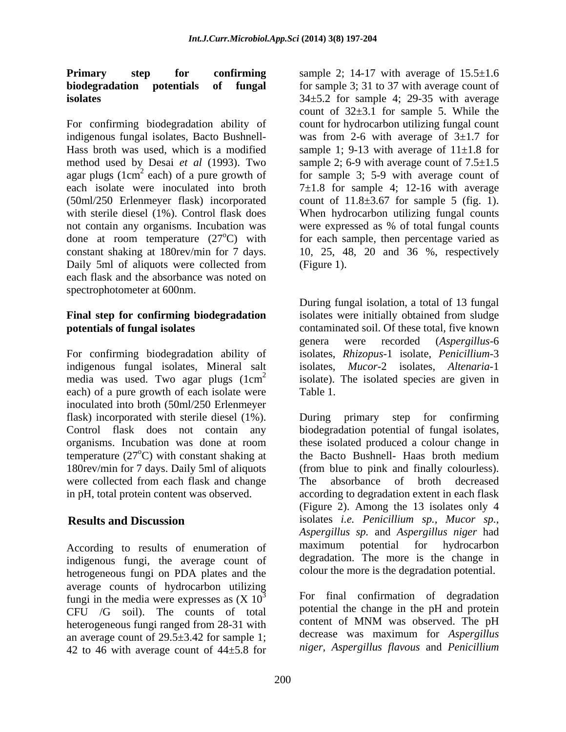**Primary step for confirming biodegradation potentials of fungal isolates**

For confirming biodegradation ability of indigenous fungal isolates, Bacto Bushnell-Hass broth was used, which is a modified method used by Desai *et al* (1993). Two agar plugs ($1cm^2$ each) of a pure growth of each isolate were inoculated into broth (50ml/250 Erlenmeyer flask) incorporated with sterile diesel (1%). Control flask does not contain any organisms. Incubation was done at room temperature ($27^oC$) with constant shaking at 180rev/min for 7 days. Daily 5ml of aliquots were collected from each flask and the absorbance was noted on spectrophotometer at 600nm.

**Final step for confirming biodegradation potentials of fungal isolates**

For confirming biodegradation ability of indigenous fungal isolates, Mineral salt media was used. Two agar plugs ($1cm^2$ each) of a pure growth of each isolate were inoculated into broth (50ml/250 Erlenmeyer flask) incorporated with sterile diesel (1%). Control flask does not contain any organisms. Incubation was done at room temperature ($27^oC$) with constant shaking at 180rev/min for 7 days. Daily 5ml of aliquots were collected from each flask and change in pH, total protein content was observed.

## Results and Discussion

According to results of enumeration of indigenous fungi, the average count of hetrogeneous fungi on PDA plates and the average counts of hydrocarbon utilizing fungi in the media were expresses as ($X 10^3$ CFU /G soil). The counts of total heterogeneous fungi ranged from 28-31 with an average count of 29.5±3.42 for sample 1; 42 to 46 with average count of 44±5.8 for sample 2; 14-17 with average of 15.5±1.6 for sample 3; 31 to 37 with average count of 34±5.2 for sample 4; 29-35 with average count of 32±3.1 for sample 5. While the count for hydrocarbon utilizing fungal count was from 2-6 with average of 3±1.7 for sample 1; 9-13 with average of 11±1.8 for sample 2; 6-9 with average count of 7.5±1.5 for sample 3; 5-9 with average count of 7±1.8 for sample 4; 12-16 with average count of 11.8±3.67 for sample 5 (fig. 1). When hydrocarbon utilizing fungal counts were expressed as % of total fungal counts for each sample, then percentage varied as 10, 25, 48, 20 and 36 %, respectively (Figure 1).

During fungal isolation, a total of 13 fungal isolates were initially obtained from sludge contaminated soil. Of these total, five known genera were recorded (*Aspergillus*-6 isolates, *Rhizopus*-1 isolate, *Penicillium*-3 isolates, *Mucor*-2 isolates, *Altenaria*-1 isolate). The isolated species are given in Table 1.

During primary step for confirming biodegradation potential of fungal isolates, these isolated produced a colour change in the Bacto Bushnell- Haas broth medium (from blue to pink and finally colourless). The absorbance of broth decreased according to degradation extent in each flask (Figure 2). Among the 13 isolates only 4 isolates *i.e. Penicillium sp., Mucor sp., Aspergillus sp.* and *Aspergillus niger* had maximum potential for hydrocarbon degradation. The more is the change in colour the more is the degradation potential.

For final confirmation of degradation potential the change in the pH and protein content of MNM was observed. The pH decrease was maximum for *Aspergillus niger, Aspergillus flavous* and *Penicillium*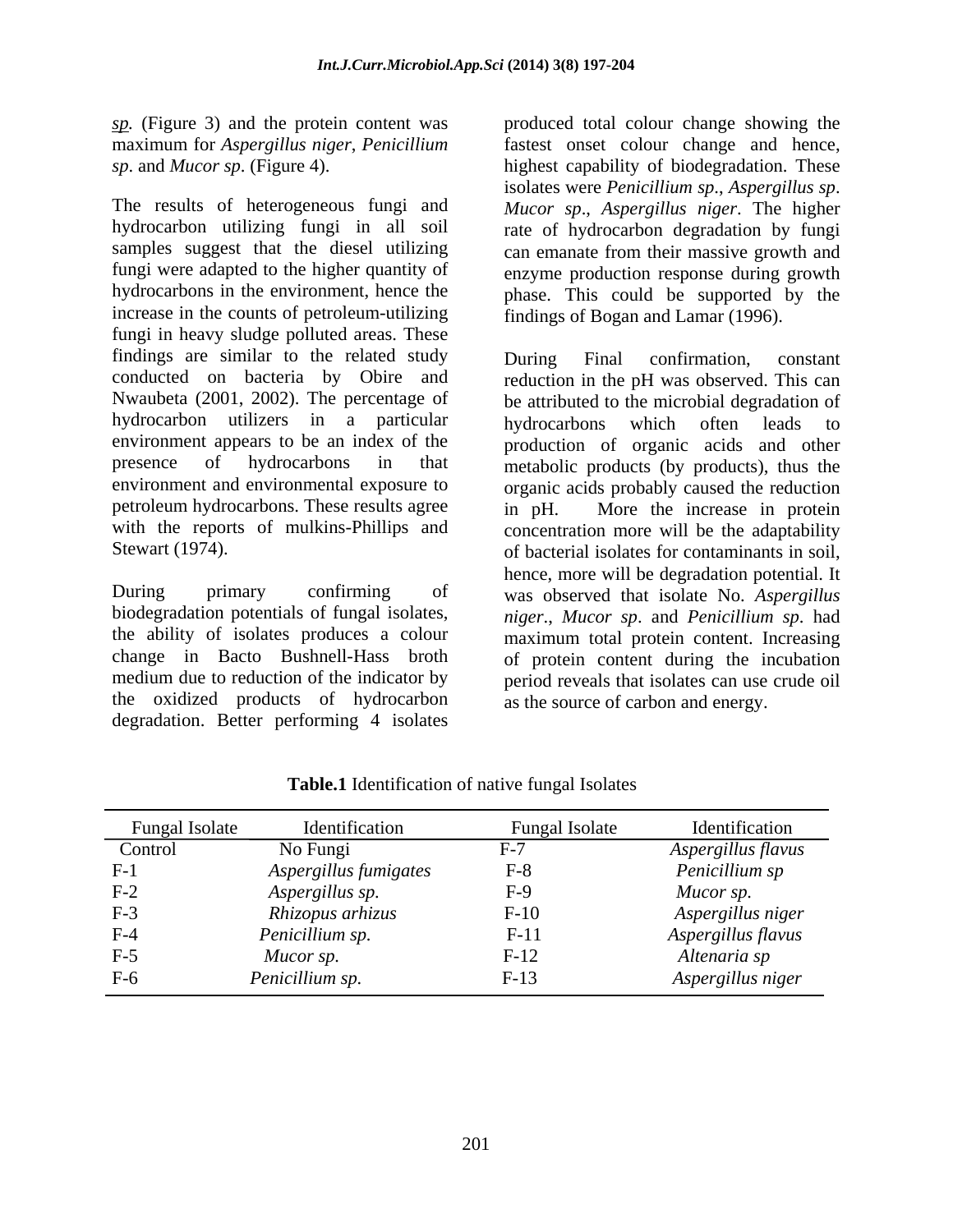*sp.* (Figure 3) and the protein content was maximum for *Aspergillus niger*, *Penicillium sp*. and *Mucor sp*. (Figure 4).

The results of heterogeneous fungi and hydrocarbon utilizing fungi in all soil samples suggest that the diesel utilizing fungi were adapted to the higher quantity of hydrocarbons in the environment, hence the increase in the counts of petroleum-utilizing fungi in heavy sludge polluted areas. These findings are similar to the related study conducted on bacteria by Obire and Nwaubeta (2001, 2002). The percentage of hydrocarbon utilizers in a particular environment appears to be an index of the presence of hydrocarbons in that environment and environmental exposure to petroleum hydrocarbons. These results agree with the reports of mulkins-Phillips and Stewart (1974).

During primary confirming of biodegradation potentials of fungal isolates, the ability of isolates produces a colour change in Bacto Bushnell-Hass broth medium due to reduction of the indicator by the oxidized products of hydrocarbon degradation. Better performing 4 isolates produced total colour change showing the fastest onset colour change and hence, highest capability of biodegradation. These isolates were *Penicillium sp.*, *Aspergillus sp*. *Mucor sp*., *Aspergillus niger*. The higher rate of hydrocarbon degradation by fungi can emanate from their massive growth and enzyme production response during growth phase. This could be supported by the findings of Bogan and Lamar (1996).

During Final confirmation, constant reduction in the pH was observed. This can be attributed to the microbial degradation of hydrocarbons which often leads to production of organic acids and other metabolic products (by products), thus the organic acids probably caused the reduction in pH. More the increase in protein concentration more will be the adaptability of bacterial isolates for contaminants in soil, hence, more will be degradation potential. It was observed that isolate No. *Aspergillus niger*., *Mucor sp*. and *Penicillium sp*. had maximum total protein content. Increasing of protein content during the incubation period reveals that isolates can use crude oil as the source of carbon and energy.

**Table.1** Identification of native fungal Isolates

| Fungal Isolate | Identification | Fungal Isolate | Identification |
|---|---|---|---|
| Control | No Fungi | F-7 | *Aspergillus flavus* |
| F-1 | *Aspergillus fumigates* | F-8 | *Penicillium sp* |
| F-2 | *Aspergillus sp.* | F-9 | *Mucor sp.* |
| F-3 | *Rhizopus arhizus* | F-10 | *Aspergillus niger* |
| F-4 | *Penicillium sp.* | F-11 | *Aspergillus flavus* |
| F-5 | *Mucor sp.* | F-12 | *Altenaria sp* |
| F-6 | *Penicillium sp.* | F-13 | *Aspergillus niger* |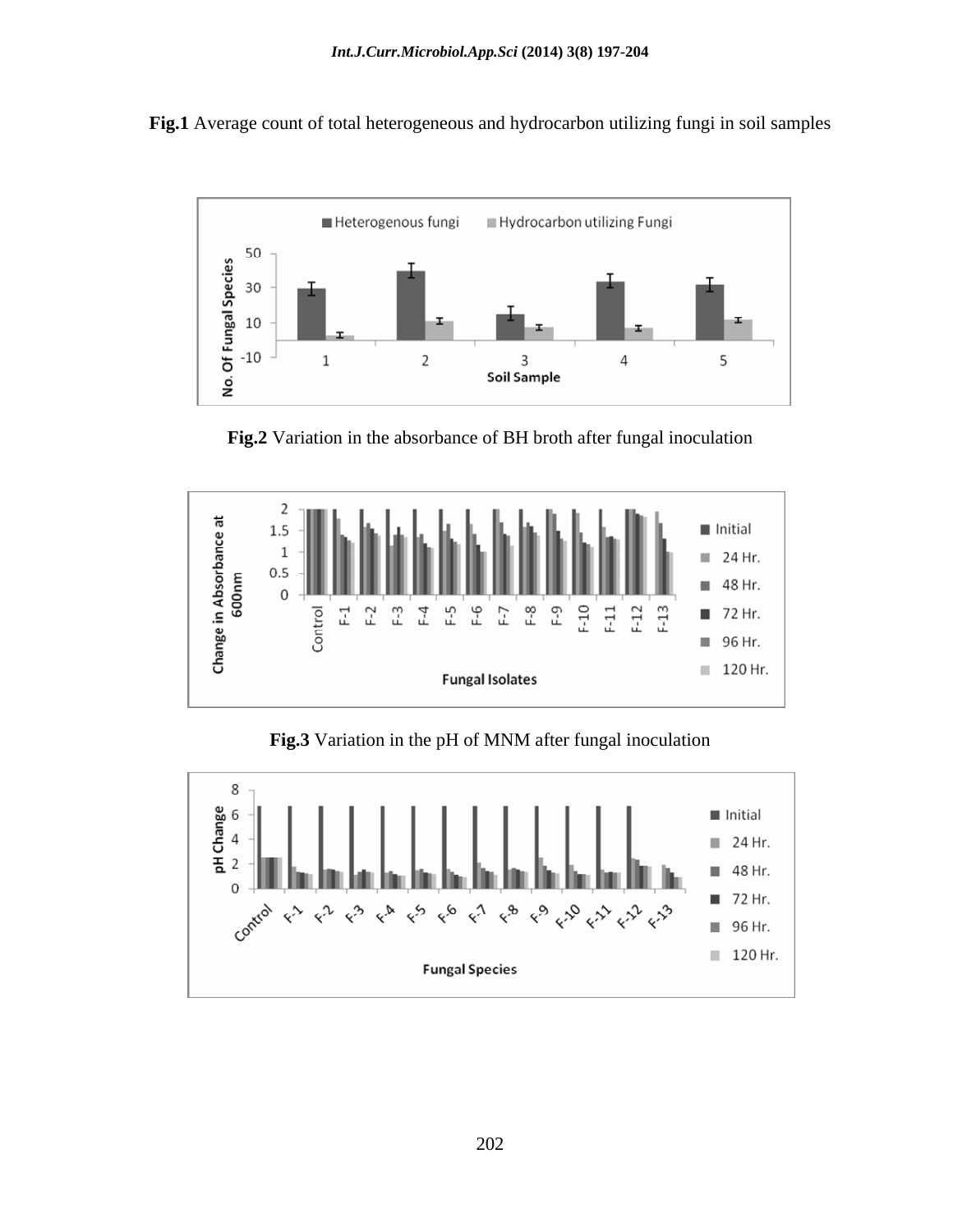**Fig.1** Average count of total heterogeneous and hydrocarbon utilizing fungi in soil samples

**Fig.2** Variation in the absorbance of BH broth after fungal inoculation

**Fig.3** Variation in the pH of MNM after fungal inoculation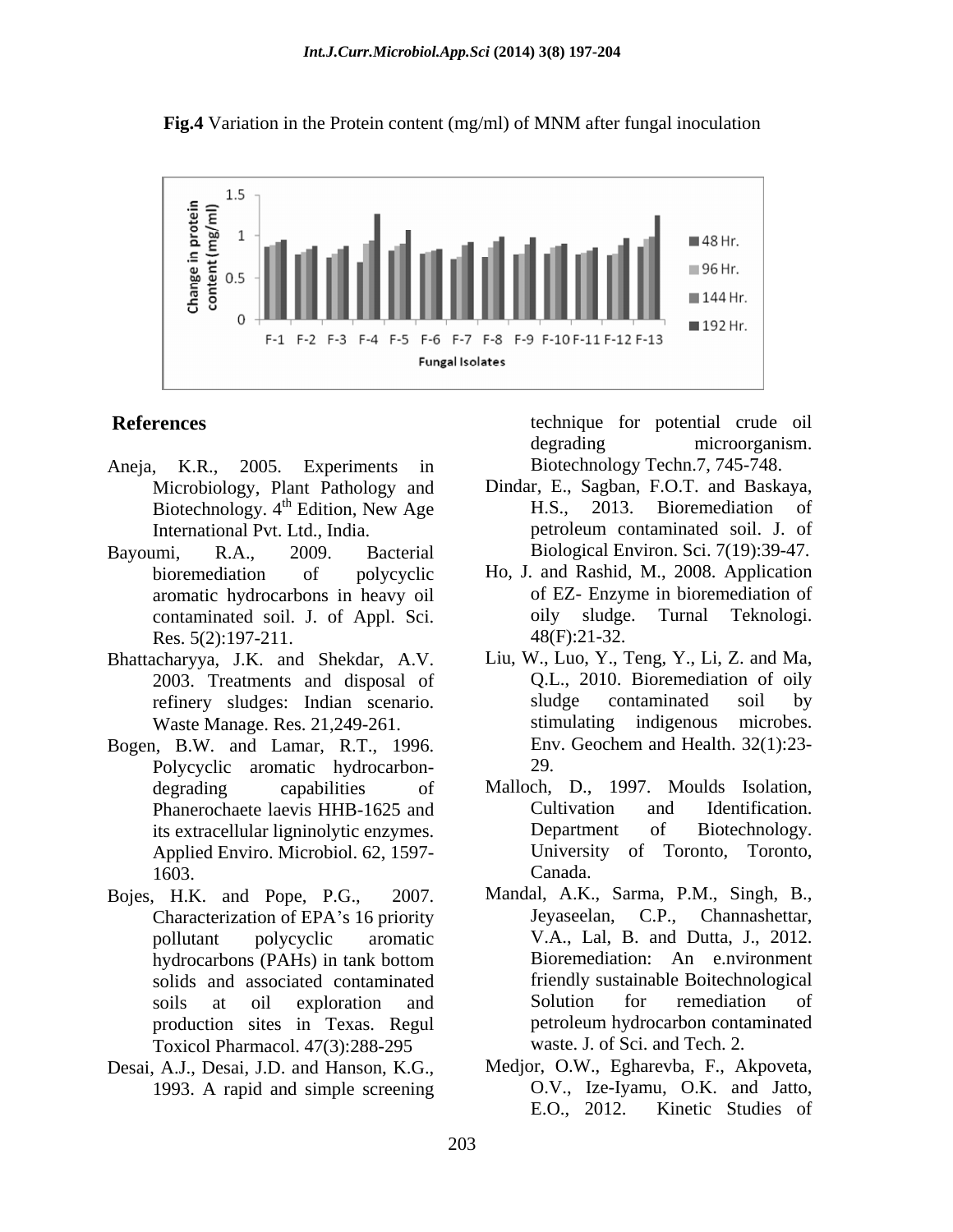**Fig.4** Variation in the Protein content (mg/ml) of MNM after fungal inoculation

## References

Aneja, K.R., 2005. Experiments in Microbiology, Plant Pathology and Biotechnology. 4th Edition, New Age International Pvt. Ltd., India.

Bayoumi, R.A., 2009. Bacterial bioremediation of polycyclic aromatic hydrocarbons in heavy oil contaminated soil. J. of Appl. Sci. Res. 5(2):197-211.

Bhattacharyya, J.K. and Shekdar, A.V. 2003. Treatments and disposal of refinery sludges: Indian scenario. Waste Manage. Res. 21,249-261.

Bogen, B.W. and Lamar, R.T., 1996. Polycyclic aromatic hydrocarbon-degrading capabilities of Phanerochaete laevis HHB-1625 and its extracellular ligninolytic enzymes. Applied Enviro. Microbiol. 62, 1597-1603.

Bojes, H.K. and Pope, P.G., 2007. Characterization of EPA's 16 priority pollutant polycyclic aromatic hydrocarbons (PAHs) in tank bottom solids and associated contaminated soils at oil exploration and production sites in Texas. Regul Toxicol Pharmacol. 47(3):288-295

Desai, A.J., Desai, J.D. and Hanson, K.G., 1993. A rapid and simple screening technique for potential crude oil degrading microorganism. Biotechnology Techn.7, 745-748.

Dindar, E., Sagban, F.O.T. and Baskaya, H.S., 2013. Bioremediation of petroleum contaminated soil. J. of Biological Environ. Sci. 7(19):39-47.

Ho, J. and Rashid, M., 2008. Application of EZ- Enzyme in bioremediation of oily sludge. Turnal Teknologi. 48(F):21-32.

Liu, W., Luo, Y., Teng, Y., Li, Z. and Ma, Q.L., 2010. Bioremediation of oily sludge contaminated soil by stimulating indigenous microbes. Env. Geochem and Health. 32(1):23-29.

Malloch, D., 1997. Moulds Isolation, Cultivation and Identification. Department of Biotechnology. University of Toronto, Toronto, Canada.

Mandal, A.K., Sarma, P.M., Singh, B., Jeyaseelan, C.P., Channashettar, V.A., Lal, B. and Dutta, J., 2012. Bioremediation: An e.nvironment friendly sustainable Boitechnological Solution for remediation of petroleum hydrocarbon contaminated waste. J. of Sci. and Tech. 2.

Medjor, O.W., Egharevba, F., Akpoveta, O.V., Ize-Iyamu, O.K. and Jatto, E.O., 2012. Kinetic Studies of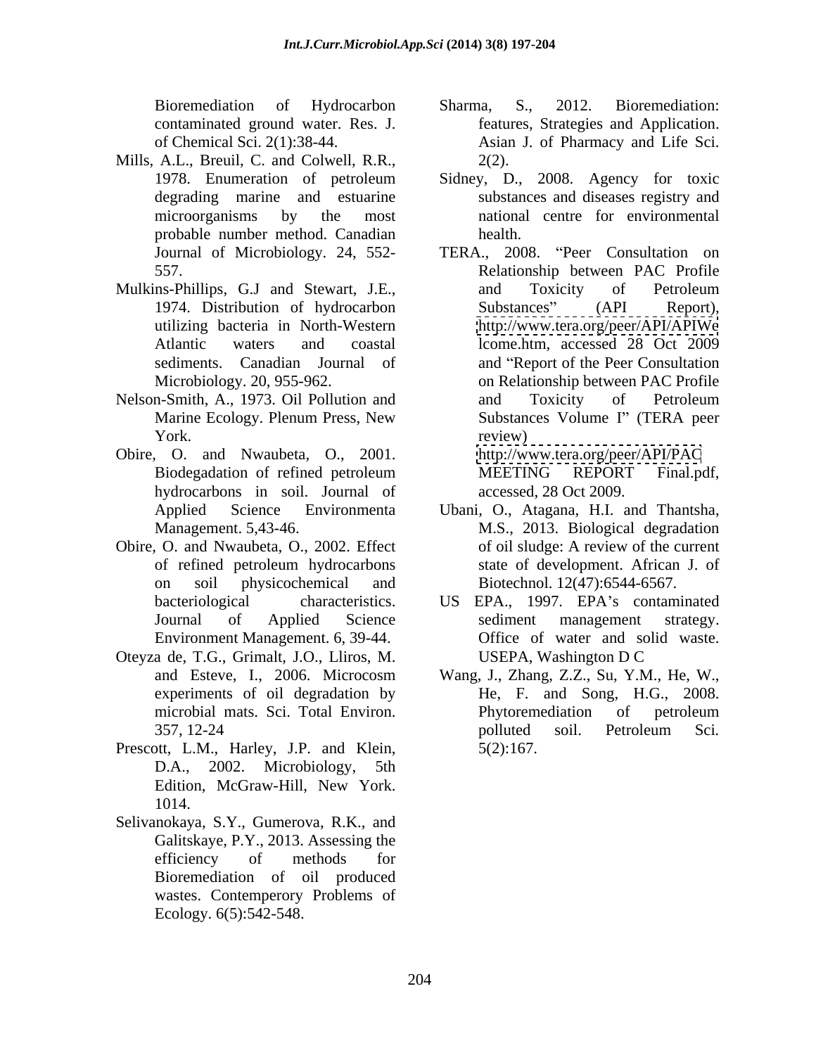Bioremediation of Hydrocarbon contaminated ground water. Res. J. of Chemical Sci. 2(1):38-44.

Mills, A.L., Breuil, C. and Colwell, R.R., 1978. Enumeration of petroleum degrading marine and estuarine microorganisms by the most probable number method. Canadian Journal of Microbiology. 24, 552-557.

Mulkins-Phillips, G.J and Stewart, J.E., 1974. Distribution of hydrocarbon utilizing bacteria in North-Western Atlantic waters and coastal sediments. Canadian Journal of Microbiology. 20, 955-962.

Nelson-Smith, A., 1973. Oil Pollution and Marine Ecology. Plenum Press, New York.

Obire, O. and Nwaubeta, O., 2001. Biodegadation of refined petroleum hydrocarbons in soil. Journal of Applied Science Environmenta Management. 5,43-46.

Obire, O. and Nwaubeta, O., 2002. Effect of refined petroleum hydrocarbons on soil physicochemical and bacteriological characteristics. Journal of Applied Science Environment Management. 6, 39-44.

Oteyza de, T.G., Grimalt, J.O., Lliros, M. and Esteve, I., 2006. Microcosm experiments of oil degradation by microbial mats. Sci. Total Environ. 357, 12-24

Prescott, L.M., Harley, J.P. and Klein, D.A., 2002. Microbiology, 5th Edition, McGraw-Hill, New York. 1014.

Selivanokaya, S.Y., Gumerova, R.K., and Galitskaye, P.Y., 2013. Assessing the efficiency of methods for Bioremediation of oil produced wastes. Contemperory Problems of Ecology. 6(5):542-548.

Sharma, S., 2012. Bioremediation: features, Strategies and Application. Asian J. of Pharmacy and Life Sci. 2(2).

Sidney, D., 2008. Agency for toxic substances and diseases registry and national centre for environmental health.

TERA., 2008. "Peer Consultation on Relationship between PAC Profile and Toxicity of Petroleum Substances" (API Report), http://www.tera.org/peer/API/APIWelcome.htm, accessed 28 Oct 2009 and "Report of the Peer Consultation on Relationship between PAC Profile and Toxicity of Petroleum Substances Volume I" (TERA peer review) http://www.tera.org/peer/API/PAC MEETING REPORT Final.pdf, accessed, 28 Oct 2009.

Ubani, O., Atagana, H.I. and Thantsha, M.S., 2013. Biological degradation of oil sludge: A review of the current state of development. African J. of Biotechnol. 12(47):6544-6567.

US EPA., 1997. EPA's contaminated sediment management strategy. Office of water and solid waste. USEPA, Washington D C

Wang, J., Zhang, Z.Z., Su, Y.M., He, W., He, F. and Song, H.G., 2008. Phytoremediation of petroleum polluted soil. Petroleum Sci. 5(2):167.